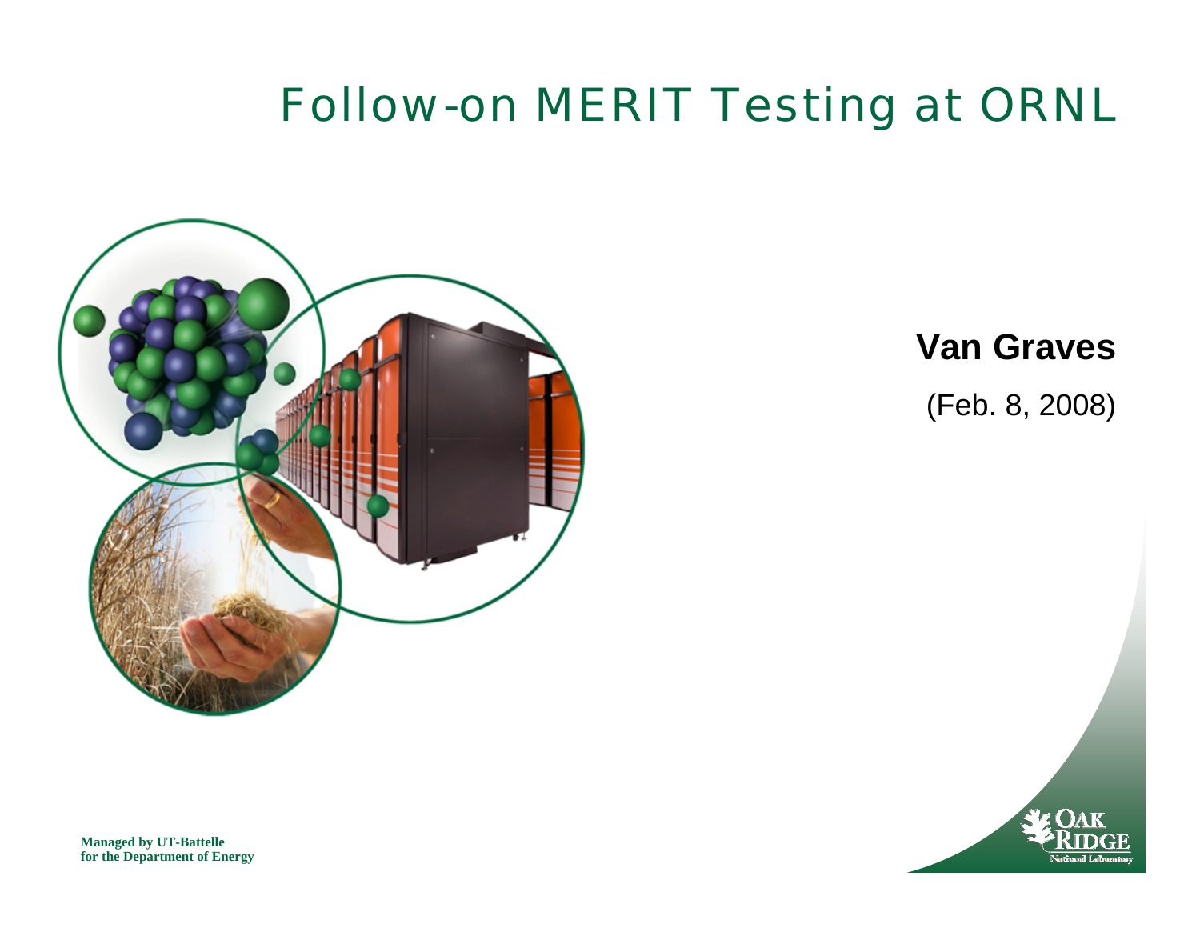# Follow-on MERIT Testing at ORNL

**Van Graves**

(Feb. 8, 2008)

**Managed by UT-Battelle for the Department of Energy**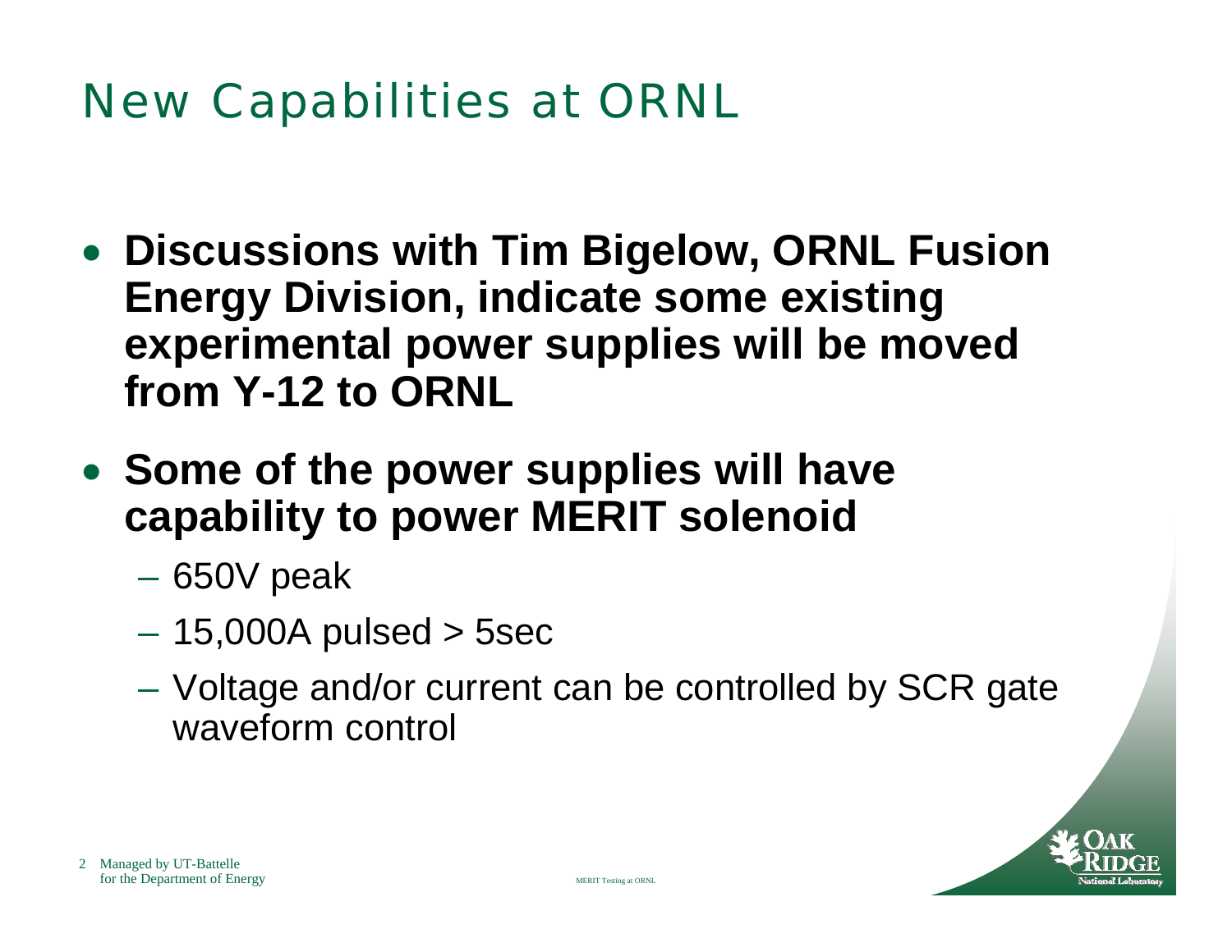# New Capabilities at ORNL

- **Discussions with Tim Bigelow, ORNL Fusion Energy Division, indicate some existing experimental power supplies will be moved from Y-12 to ORNL**
- **Some of the power supplies will have capability to power MERIT solenoid**
  - 650V peak
  - 15,000A pulsed > 5sec
  - Voltage and/or current can be controlled by SCR gate waveform control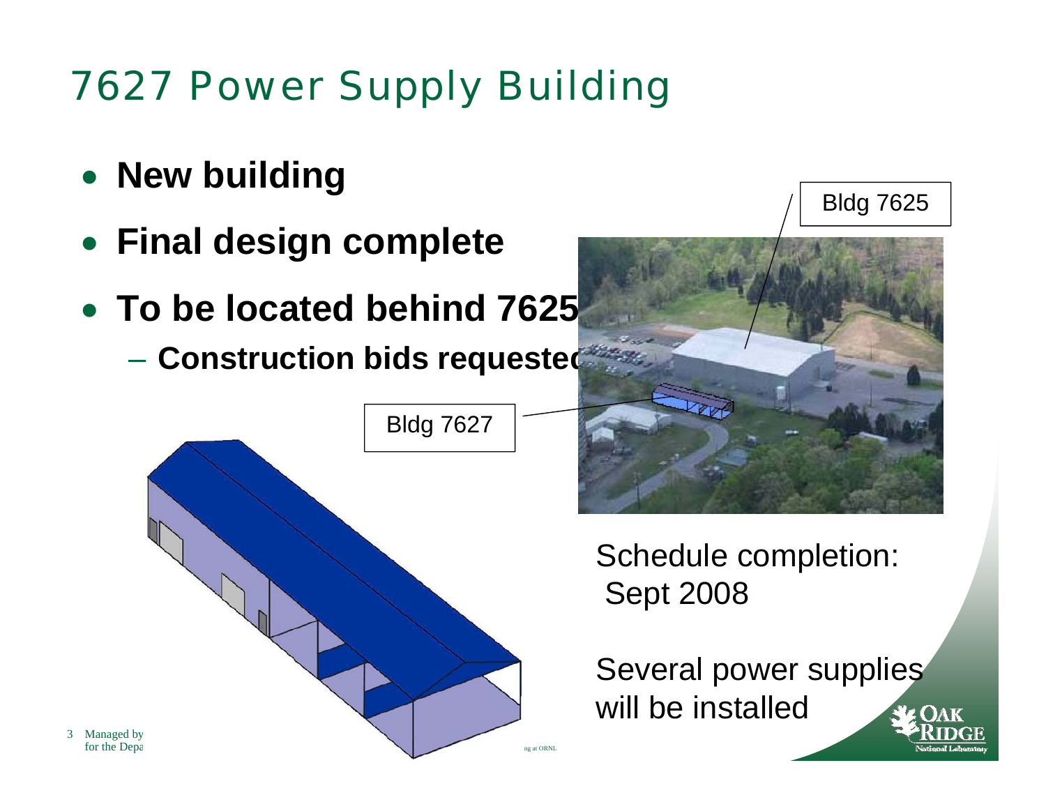# 7627 Power Supply Building

- **New building**
- **Final design complete**
- **To be located behind 7625**
  - **Construction bids requested**

Bldg 7625

Bldg 7627

Schedule completion: Sept 2008

Several power supplies will be installed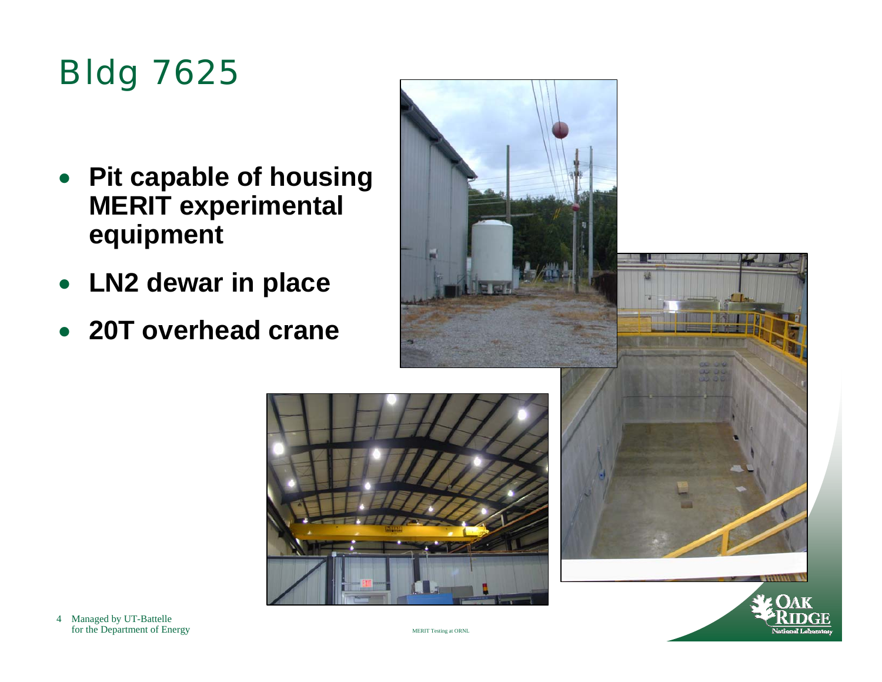# Bldg 7625

- **Pit capable of housing MERIT experimental equipment**
- **LN2 dewar in place**
- **20T overhead crane**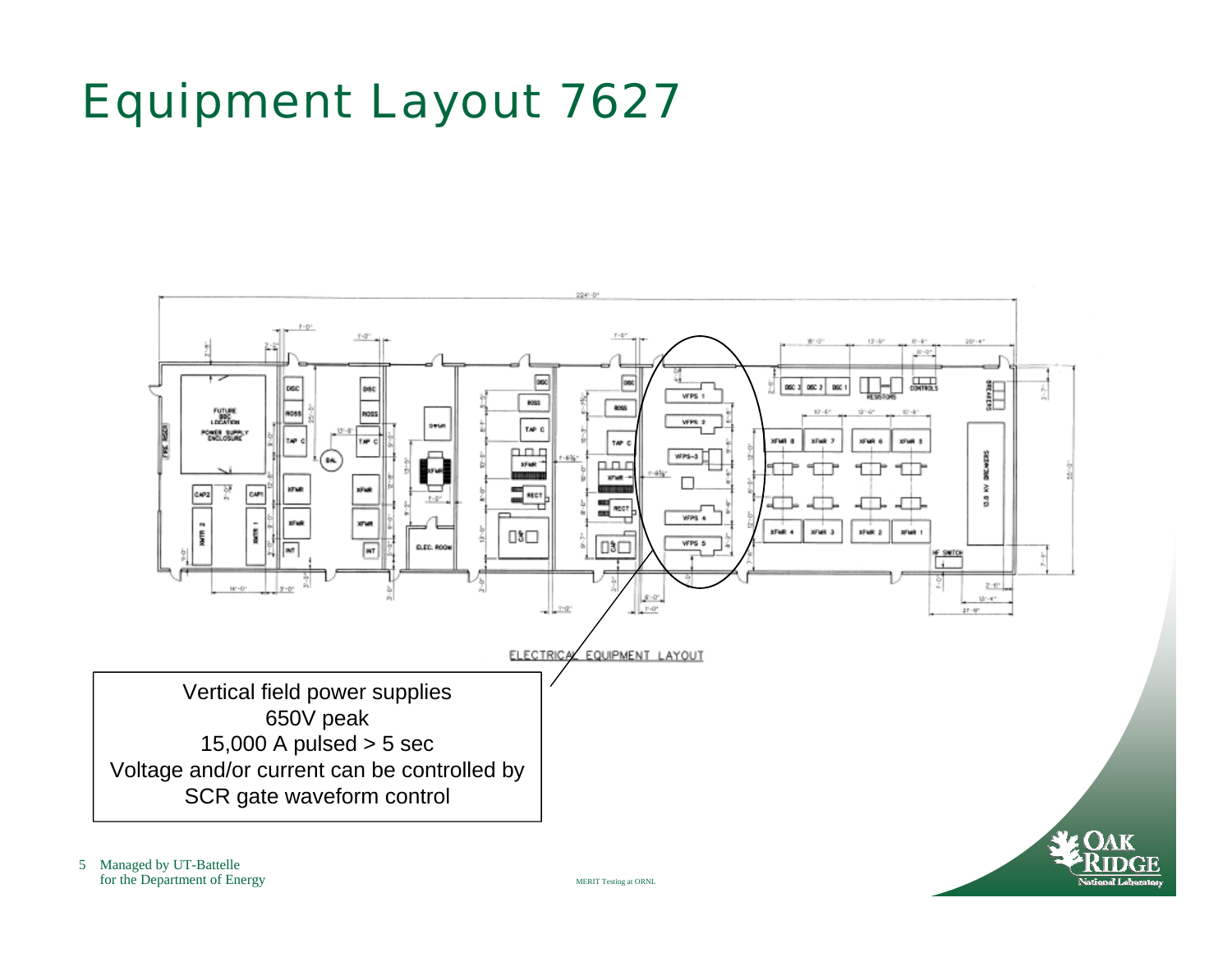# Equipment Layout 7627

ELECTRICAL EQUIPMENT LAYOUT

Vertical field power supplies
650V peak
15,000 A pulsed > 5 sec
Voltage and/or current can be controlled by SCR gate waveform control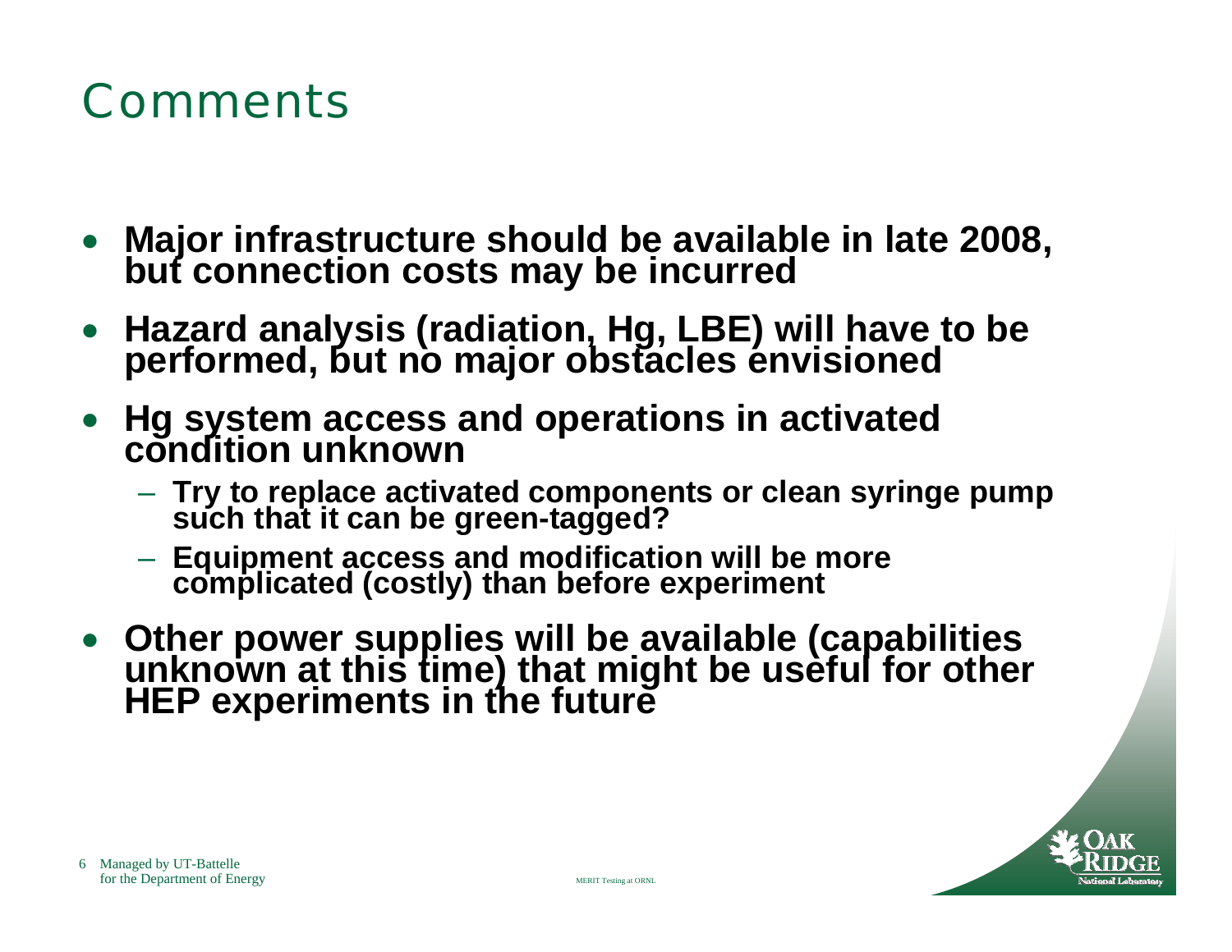# Comments

- **Major infrastructure should be available in late 2008, but connection costs may be incurred**
- **Hazard analysis (radiation, Hg, LBE) will have to be performed, but no major obstacles envisioned**
- **Hg system access and operations in activated condition unknown**
  - **Try to replace activated components or clean syringe pump such that it can be green-tagged?**
  - **Equipment access and modification will be more complicated (costly) than before experiment**
- **Other power supplies will be available (capabilities unknown at this time) that might be useful for other HEP experiments in the future**